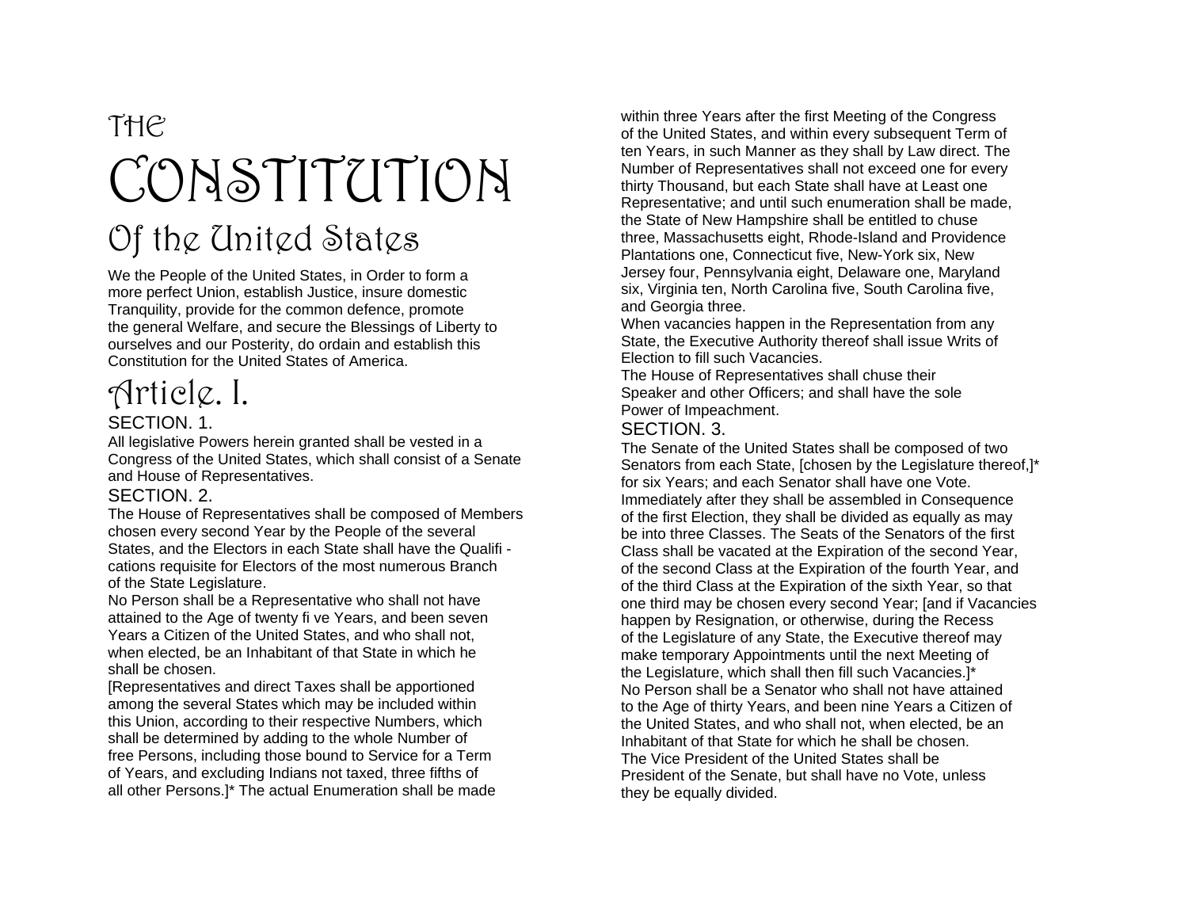# THE CONSTITUTION
## Of the United States

We the People of the United States, in Order to form a more perfect Union, establish Justice, insure domestic Tranquility, provide for the common defence, promote the general Welfare, and secure the Blessings of Liberty to ourselves and our Posterity, do ordain and establish this Constitution for the United States of America.

# Article. I.

### SECTION. 1.

All legislative Powers herein granted shall be vested in a Congress of the United States, which shall consist of a Senate and House of Representatives.

### SECTION. 2.

The House of Representatives shall be composed of Members chosen every second Year by the People of the several States, and the Electors in each State shall have the Qualifications requisite for Electors of the most numerous Branch of the State Legislature.

No Person shall be a Representative who shall not have attained to the Age of twenty five Years, and been seven Years a Citizen of the United States, and who shall not, when elected, be an Inhabitant of that State in which he shall be chosen.

[Representatives and direct Taxes shall be apportioned among the several States which may be included within this Union, according to their respective Numbers, which shall be determined by adding to the whole Number of free Persons, including those bound to Service for a Term of Years, and excluding Indians not taxed, three fifths of all other Persons.]* The actual Enumeration shall be made within three Years after the first Meeting of the Congress of the United States, and within every subsequent Term of ten Years, in such Manner as they shall by Law direct. The Number of Representatives shall not exceed one for every thirty Thousand, but each State shall have at Least one Representative; and until such enumeration shall be made, the State of New Hampshire shall be entitled to chuse three, Massachusetts eight, Rhode-Island and Providence Plantations one, Connecticut five, New-York six, New Jersey four, Pennsylvania eight, Delaware one, Maryland six, Virginia ten, North Carolina five, South Carolina five, and Georgia three.

When vacancies happen in the Representation from any State, the Executive Authority thereof shall issue Writs of Election to fill such Vacancies.

The House of Representatives shall chuse their Speaker and other Officers; and shall have the sole Power of Impeachment.

### SECTION. 3.

The Senate of the United States shall be composed of two Senators from each State, [chosen by the Legislature thereof,]* for six Years; and each Senator shall have one Vote.

Immediately after they shall be assembled in Consequence of the first Election, they shall be divided as equally as may be into three Classes. The Seats of the Senators of the first Class shall be vacated at the Expiration of the second Year, of the second Class at the Expiration of the fourth Year, and of the third Class at the Expiration of the sixth Year, so that one third may be chosen every second Year; [and if Vacancies happen by Resignation, or otherwise, during the Recess of the Legislature of any State, the Executive thereof may make temporary Appointments until the next Meeting of the Legislature, which shall then fill such Vacancies.]*

No Person shall be a Senator who shall not have attained to the Age of thirty Years, and been nine Years a Citizen of the United States, and who shall not, when elected, be an Inhabitant of that State for which he shall be chosen.

The Vice President of the United States shall be President of the Senate, but shall have no Vote, unless they be equally divided.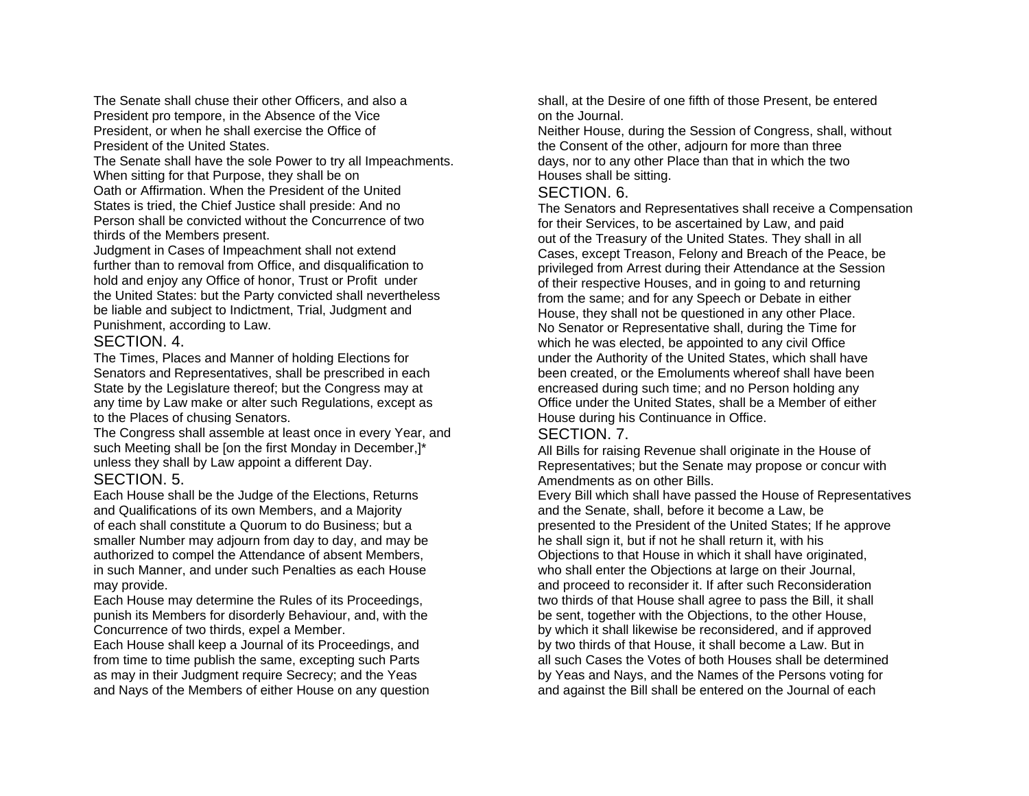The Senate shall chuse their other Officers, and also a President pro tempore, in the Absence of the Vice President, or when he shall exercise the Office of President of the United States.

The Senate shall have the sole Power to try all Impeachments. When sitting for that Purpose, they shall be on Oath or Affirmation. When the President of the United States is tried, the Chief Justice shall preside: And no Person shall be convicted without the Concurrence of two thirds of the Members present.

Judgment in Cases of Impeachment shall not extend further than to removal from Office, and disqualification to hold and enjoy any Office of honor, Trust or Profit under the United States: but the Party convicted shall nevertheless be liable and subject to Indictment, Trial, Judgment and Punishment, according to Law.

## SECTION. 4.

The Times, Places and Manner of holding Elections for Senators and Representatives, shall be prescribed in each State by the Legislature thereof; but the Congress may at any time by Law make or alter such Regulations, except as to the Places of chusing Senators.

The Congress shall assemble at least once in every Year, and such Meeting shall be [on the first Monday in December,]* unless they shall by Law appoint a different Day.

## SECTION. 5.

Each House shall be the Judge of the Elections, Returns and Qualifications of its own Members, and a Majority of each shall constitute a Quorum to do Business; but a smaller Number may adjourn from day to day, and may be authorized to compel the Attendance of absent Members, in such Manner, and under such Penalties as each House may provide.

Each House may determine the Rules of its Proceedings, punish its Members for disorderly Behaviour, and, with the Concurrence of two thirds, expel a Member.

Each House shall keep a Journal of its Proceedings, and from time to time publish the same, excepting such Parts as may in their Judgment require Secrecy; and the Yeas and Nays of the Members of either House on any question shall, at the Desire of one fifth of those Present, be entered on the Journal.

Neither House, during the Session of Congress, shall, without the Consent of the other, adjourn for more than three days, nor to any other Place than that in which the two Houses shall be sitting.

## SECTION. 6.

The Senators and Representatives shall receive a Compensation for their Services, to be ascertained by Law, and paid out of the Treasury of the United States. They shall in all Cases, except Treason, Felony and Breach of the Peace, be privileged from Arrest during their Attendance at the Session of their respective Houses, and in going to and returning from the same; and for any Speech or Debate in either House, they shall not be questioned in any other Place.

No Senator or Representative shall, during the Time for which he was elected, be appointed to any civil Office under the Authority of the United States, which shall have been created, or the Emoluments whereof shall have been encreased during such time; and no Person holding any Office under the United States, shall be a Member of either House during his Continuance in Office.

## SECTION. 7.

All Bills for raising Revenue shall originate in the House of Representatives; but the Senate may propose or concur with Amendments as on other Bills.

Every Bill which shall have passed the House of Representatives and the Senate, shall, before it become a Law, be presented to the President of the United States; If he approve he shall sign it, but if not he shall return it, with his Objections to that House in which it shall have originated, who shall enter the Objections at large on their Journal, and proceed to reconsider it. If after such Reconsideration two thirds of that House shall agree to pass the Bill, it shall be sent, together with the Objections, to the other House, by which it shall likewise be reconsidered, and if approved by two thirds of that House, it shall become a Law. But in all such Cases the Votes of both Houses shall be determined by Yeas and Nays, and the Names of the Persons voting for and against the Bill shall be entered on the Journal of each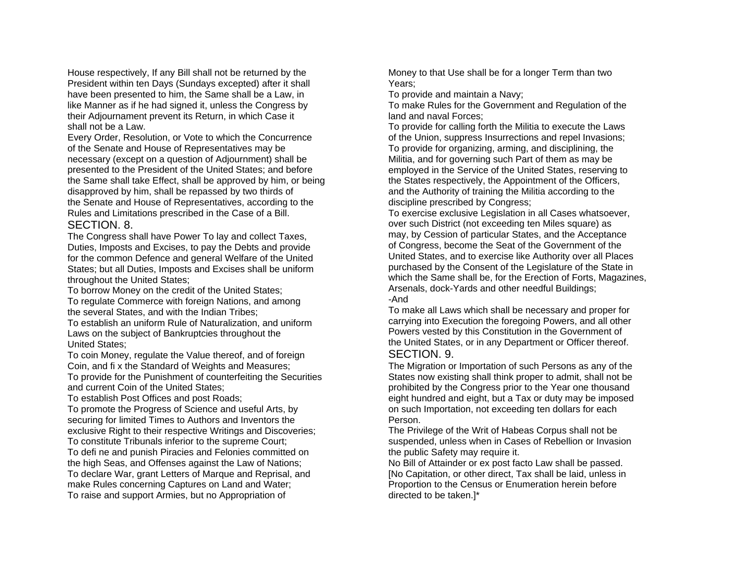House respectively, If any Bill shall not be returned by the President within ten Days (Sundays excepted) after it shall have been presented to him, the Same shall be a Law, in like Manner as if he had signed it, unless the Congress by their Adjournament prevent its Return, in which Case it shall not be a Law.

Every Order, Resolution, or Vote to which the Concurrence of the Senate and House of Representatives may be necessary (except on a question of Adjournment) shall be presented to the President of the United States; and before the Same shall take Effect, shall be approved by him, or being disapproved by him, shall be repassed by two thirds of the Senate and House of Representatives, according to the Rules and Limitations prescribed in the Case of a Bill.

## SECTION. 8.

The Congress shall have Power To lay and collect Taxes, Duties, Imposts and Excises, to pay the Debts and provide for the common Defence and general Welfare of the United States; but all Duties, Imposts and Excises shall be uniform throughout the United States;

To borrow Money on the credit of the United States;

To regulate Commerce with foreign Nations, and among the several States, and with the Indian Tribes;

To establish an uniform Rule of Naturalization, and uniform Laws on the subject of Bankruptcies throughout the United States;

To coin Money, regulate the Value thereof, and of foreign Coin, and fi x the Standard of Weights and Measures;

To provide for the Punishment of counterfeiting the Securities and current Coin of the United States;

To establish Post Offices and post Roads;

To promote the Progress of Science and useful Arts, by securing for limited Times to Authors and Inventors the exclusive Right to their respective Writings and Discoveries;

To constitute Tribunals inferior to the supreme Court;

To defi ne and punish Piracies and Felonies committed on the high Seas, and Offenses against the Law of Nations;

To declare War, grant Letters of Marque and Reprisal, and make Rules concerning Captures on Land and Water;

To raise and support Armies, but no Appropriation of Money to that Use shall be for a longer Term than two Years;

To provide and maintain a Navy;

To make Rules for the Government and Regulation of the land and naval Forces;

To provide for calling forth the Militia to execute the Laws of the Union, suppress Insurrections and repel Invasions;

To provide for organizing, arming, and disciplining, the Militia, and for governing such Part of them as may be employed in the Service of the United States, reserving to the States respectively, the Appointment of the Officers, and the Authority of training the Militia according to the discipline prescribed by Congress;

To exercise exclusive Legislation in all Cases whatsoever, over such District (not exceeding ten Miles square) as may, by Cession of particular States, and the Acceptance of Congress, become the Seat of the Government of the United States, and to exercise like Authority over all Places purchased by the Consent of the Legislature of the State in which the Same shall be, for the Erection of Forts, Magazines, Arsenals, dock-Yards and other needful Buildings;

-And

To make all Laws which shall be necessary and proper for carrying into Execution the foregoing Powers, and all other Powers vested by this Constitution in the Government of the United States, or in any Department or Officer thereof.

## SECTION. 9.

The Migration or Importation of such Persons as any of the States now existing shall think proper to admit, shall not be prohibited by the Congress prior to the Year one thousand eight hundred and eight, but a Tax or duty may be imposed on such Importation, not exceeding ten dollars for each Person.

The Privilege of the Writ of Habeas Corpus shall not be suspended, unless when in Cases of Rebellion or Invasion the public Safety may require it.

No Bill of Attainder or ex post facto Law shall be passed.

[No Capitation, or other direct, Tax shall be laid, unless in Proportion to the Census or Enumeration herein before directed to be taken.]*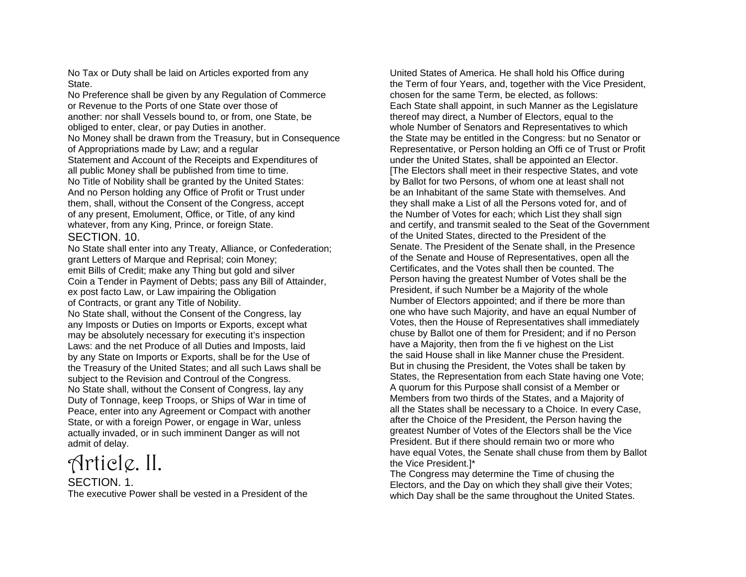No Tax or Duty shall be laid on Articles exported from any State.

No Preference shall be given by any Regulation of Commerce or Revenue to the Ports of one State over those of another: nor shall Vessels bound to, or from, one State, be obliged to enter, clear, or pay Duties in another.

No Money shall be drawn from the Treasury, but in Consequence of Appropriations made by Law; and a regular Statement and Account of the Receipts and Expenditures of all public Money shall be published from time to time.

No Title of Nobility shall be granted by the United States: And no Person holding any Office of Profit or Trust under them, shall, without the Consent of the Congress, accept of any present, Emolument, Office, or Title, of any kind whatever, from any King, Prince, or foreign State.

### SECTION. 10.

No State shall enter into any Treaty, Alliance, or Confederation; grant Letters of Marque and Reprisal; coin Money; emit Bills of Credit; make any Thing but gold and silver Coin a Tender in Payment of Debts; pass any Bill of Attainder, ex post facto Law, or Law impairing the Obligation of Contracts, or grant any Title of Nobility.

No State shall, without the Consent of the Congress, lay any Imposts or Duties on Imports or Exports, except what may be absolutely necessary for executing it's inspection Laws: and the net Produce of all Duties and Imposts, laid by any State on Imports or Exports, shall be for the Use of the Treasury of the United States; and all such Laws shall be subject to the Revision and Controul of the Congress.

No State shall, without the Consent of Congress, lay any Duty of Tonnage, keep Troops, or Ships of War in time of Peace, enter into any Agreement or Compact with another State, or with a foreign Power, or engage in War, unless actually invaded, or in such imminent Danger as will not admit of delay.

## Article. II.

### SECTION. 1.

The executive Power shall be vested in a President of the United States of America. He shall hold his Office during the Term of four Years, and, together with the Vice President, chosen for the same Term, be elected, as follows:

Each State shall appoint, in such Manner as the Legislature thereof may direct, a Number of Electors, equal to the whole Number of Senators and Representatives to which the State may be entitled in the Congress: but no Senator or Representative, or Person holding an Office of Trust or Profit under the United States, shall be appointed an Elector.

[The Electors shall meet in their respective States, and vote by Ballot for two Persons, of whom one at least shall not be an Inhabitant of the same State with themselves. And they shall make a List of all the Persons voted for, and of the Number of Votes for each; which List they shall sign and certify, and transmit sealed to the Seat of the Government of the United States, directed to the President of the Senate. The President of the Senate shall, in the Presence of the Senate and House of Representatives, open all the Certificates, and the Votes shall then be counted. The Person having the greatest Number of Votes shall be the President, if such Number be a Majority of the whole Number of Electors appointed; and if there be more than one who have such Majority, and have an equal Number of Votes, then the House of Representatives shall immediately chuse by Ballot one of them for President; and if no Person have a Majority, then from the five highest on the List the said House shall in like Manner chuse the President. But in chusing the President, the Votes shall be taken by States, the Representation from each State having one Vote; A quorum for this Purpose shall consist of a Member or Members from two thirds of the States, and a Majority of all the States shall be necessary to a Choice. In every Case, after the Choice of the President, the Person having the greatest Number of Votes of the Electors shall be the Vice President. But if there should remain two or more who have equal Votes, the Senate shall chuse from them by Ballot the Vice President.]*

The Congress may determine the Time of chusing the Electors, and the Day on which they shall give their Votes; which Day shall be the same throughout the United States.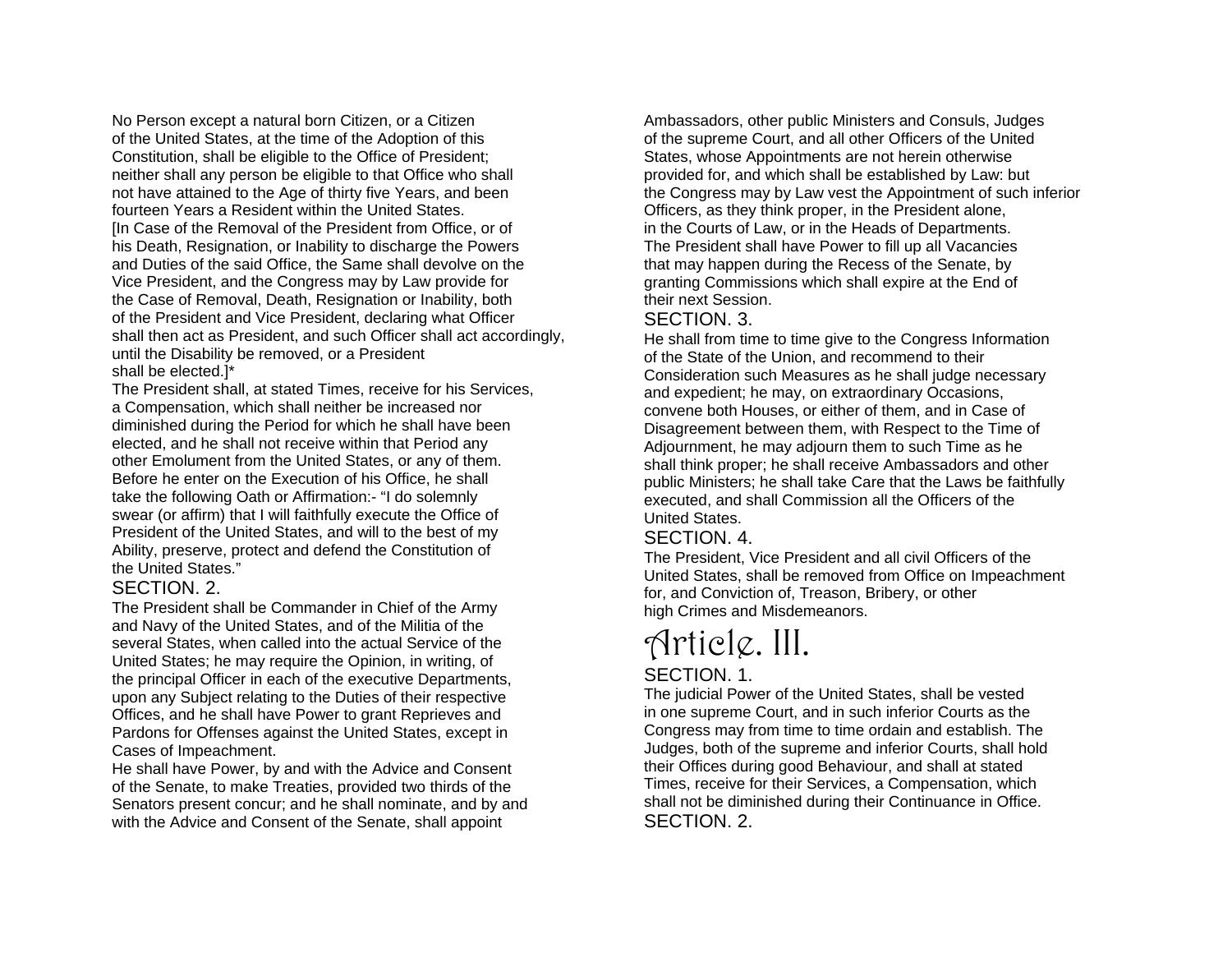No Person except a natural born Citizen, or a Citizen of the United States, at the time of the Adoption of this Constitution, shall be eligible to the Office of President; neither shall any person be eligible to that Office who shall not have attained to the Age of thirty five Years, and been fourteen Years a Resident within the United States.

[In Case of the Removal of the President from Office, or of his Death, Resignation, or Inability to discharge the Powers and Duties of the said Office, the Same shall devolve on the Vice President, and the Congress may by Law provide for the Case of Removal, Death, Resignation or Inability, both of the President and Vice President, declaring what Officer shall then act as President, and such Officer shall act accordingly, until the Disability be removed, or a President shall be elected.]*

The President shall, at stated Times, receive for his Services, a Compensation, which shall neither be increased nor diminished during the Period for which he shall have been elected, and he shall not receive within that Period any other Emolument from the United States, or any of them.

Before he enter on the Execution of his Office, he shall take the following Oath or Affirmation:- "I do solemnly swear (or affirm) that I will faithfully execute the Office of President of the United States, and will to the best of my Ability, preserve, protect and defend the Constitution of the United States."

### SECTION. 2.

The President shall be Commander in Chief of the Army and Navy of the United States, and of the Militia of the several States, when called into the actual Service of the United States; he may require the Opinion, in writing, of the principal Officer in each of the executive Departments, upon any Subject relating to the Duties of their respective Offices, and he shall have Power to grant Reprieves and Pardons for Offenses against the United States, except in Cases of Impeachment.

He shall have Power, by and with the Advice and Consent of the Senate, to make Treaties, provided two thirds of the Senators present concur; and he shall nominate, and by and with the Advice and Consent of the Senate, shall appoint Ambassadors, other public Ministers and Consuls, Judges of the supreme Court, and all other Officers of the United States, whose Appointments are not herein otherwise provided for, and which shall be established by Law: but the Congress may by Law vest the Appointment of such inferior Officers, as they think proper, in the President alone, in the Courts of Law, or in the Heads of Departments.

The President shall have Power to fill up all Vacancies that may happen during the Recess of the Senate, by granting Commissions which shall expire at the End of their next Session.

### SECTION. 3.

He shall from time to time give to the Congress Information of the State of the Union, and recommend to their Consideration such Measures as he shall judge necessary and expedient; he may, on extraordinary Occasions, convene both Houses, or either of them, and in Case of Disagreement between them, with Respect to the Time of Adjournment, he may adjourn them to such Time as he shall think proper; he shall receive Ambassadors and other public Ministers; he shall take Care that the Laws be faithfully executed, and shall Commission all the Officers of the United States.

### SECTION. 4.

The President, Vice President and all civil Officers of the United States, shall be removed from Office on Impeachment for, and Conviction of, Treason, Bribery, or other high Crimes and Misdemeanors.

## Article. III.

### SECTION. 1.

The judicial Power of the United States, shall be vested in one supreme Court, and in such inferior Courts as the Congress may from time to time ordain and establish. The Judges, both of the supreme and inferior Courts, shall hold their Offices during good Behaviour, and shall at stated Times, receive for their Services, a Compensation, which shall not be diminished during their Continuance in Office.

### SECTION. 2.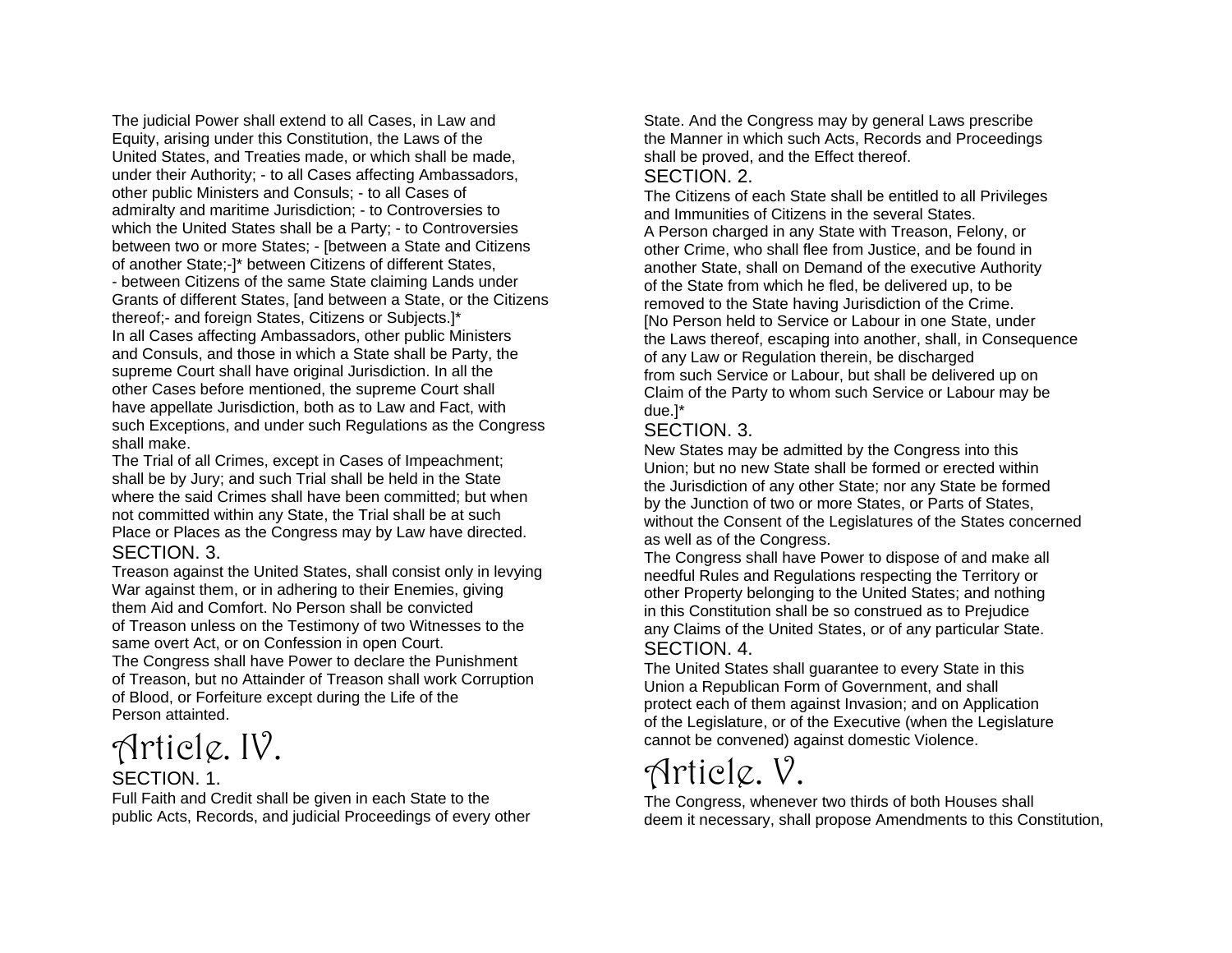The judicial Power shall extend to all Cases, in Law and Equity, arising under this Constitution, the Laws of the United States, and Treaties made, or which shall be made, under their Authority; - to all Cases affecting Ambassadors, other public Ministers and Consuls; - to all Cases of admiralty and maritime Jurisdiction; - to Controversies to which the United States shall be a Party; - to Controversies between two or more States; - [between a State and Citizens of another State;-]* between Citizens of different States, - between Citizens of the same State claiming Lands under Grants of different States, [and between a State, or the Citizens thereof;- and foreign States, Citizens or Subjects.]*

In all Cases affecting Ambassadors, other public Ministers and Consuls, and those in which a State shall be Party, the supreme Court shall have original Jurisdiction. In all the other Cases before mentioned, the supreme Court shall have appellate Jurisdiction, both as to Law and Fact, with such Exceptions, and under such Regulations as the Congress shall make.

The Trial of all Crimes, except in Cases of Impeachment; shall be by Jury; and such Trial shall be held in the State where the said Crimes shall have been committed; but when not committed within any State, the Trial shall be at such Place or Places as the Congress may by Law have directed.

### SECTION. 3.

Treason against the United States, shall consist only in levying War against them, or in adhering to their Enemies, giving them Aid and Comfort. No Person shall be convicted of Treason unless on the Testimony of two Witnesses to the same overt Act, or on Confession in open Court.

The Congress shall have Power to declare the Punishment of Treason, but no Attainder of Treason shall work Corruption of Blood, or Forfeiture except during the Life of the Person attainted.

## Article. IV.

### SECTION. 1.

Full Faith and Credit shall be given in each State to the public Acts, Records, and judicial Proceedings of every other State. And the Congress may by general Laws prescribe the Manner in which such Acts, Records and Proceedings shall be proved, and the Effect thereof.

### SECTION. 2.

The Citizens of each State shall be entitled to all Privileges and Immunities of Citizens in the several States.

A Person charged in any State with Treason, Felony, or other Crime, who shall flee from Justice, and be found in another State, shall on Demand of the executive Authority of the State from which he fled, be delivered up, to be removed to the State having Jurisdiction of the Crime.

[No Person held to Service or Labour in one State, under the Laws thereof, escaping into another, shall, in Consequence of any Law or Regulation therein, be discharged from such Service or Labour, but shall be delivered up on Claim of the Party to whom such Service or Labour may be due.]*

### SECTION. 3.

New States may be admitted by the Congress into this Union; but no new State shall be formed or erected within the Jurisdiction of any other State; nor any State be formed by the Junction of two or more States, or Parts of States, without the Consent of the Legislatures of the States concerned as well as of the Congress.

The Congress shall have Power to dispose of and make all needful Rules and Regulations respecting the Territory or other Property belonging to the United States; and nothing in this Constitution shall be so construed as to Prejudice any Claims of the United States, or of any particular State.

### SECTION. 4.

The United States shall guarantee to every State in this Union a Republican Form of Government, and shall protect each of them against Invasion; and on Application of the Legislature, or of the Executive (when the Legislature cannot be convened) against domestic Violence.

## Article. V.

The Congress, whenever two thirds of both Houses shall deem it necessary, shall propose Amendments to this Constitution,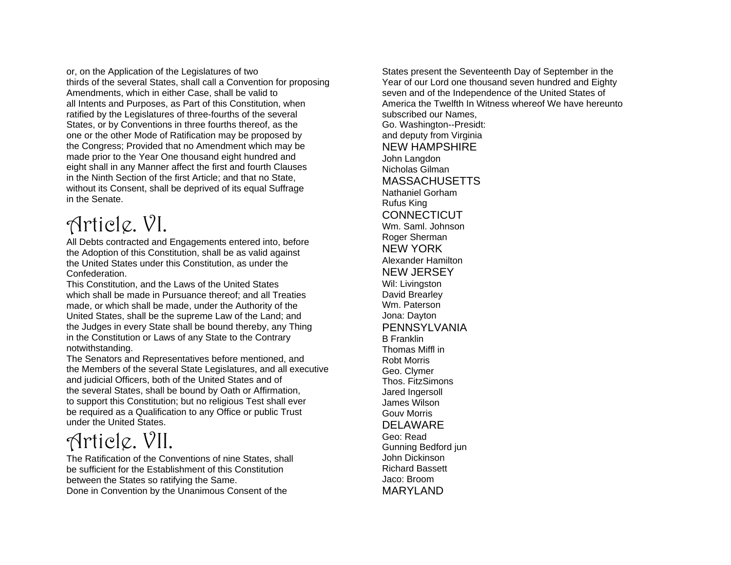or, on the Application of the Legislatures of two
thirds of the several States, shall call a Convention for proposing
Amendments, which in either Case, shall be valid to
all Intents and Purposes, as Part of this Constitution, when
ratified by the Legislatures of three-fourths of the several
States, or by Conventions in three fourths thereof, as the
one or the other Mode of Ratification may be proposed by
the Congress; Provided that no Amendment which may be
made prior to the Year One thousand eight hundred and
eight shall in any Manner affect the first and fourth Clauses
in the Ninth Section of the first Article; and that no State,
without its Consent, shall be deprived of its equal Suffrage
in the Senate.

# Article. VI.

All Debts contracted and Engagements entered into, before
the Adoption of this Constitution, shall be as valid against
the United States under this Constitution, as under the
Confederation.
This Constitution, and the Laws of the United States
which shall be made in Pursuance thereof; and all Treaties
made, or which shall be made, under the Authority of the
United States, shall be the supreme Law of the Land; and
the Judges in every State shall be bound thereby, any Thing
in the Constitution or Laws of any State to the Contrary
notwithstanding.
The Senators and Representatives before mentioned, and
the Members of the several State Legislatures, and all executive
and judicial Officers, both of the United States and of
the several States, shall be bound by Oath or Affirmation,
to support this Constitution; but no religious Test shall ever
be required as a Qualification to any Office or public Trust
under the United States.

# Article. VII.

The Ratification of the Conventions of nine States, shall
be sufficient for the Establishment of this Constitution
between the States so ratifying the Same.
Done in Convention by the Unanimous Consent of the
States present the Seventeenth Day of September in the
Year of our Lord one thousand seven hundred and Eighty
seven and of the Independence of the United States of
America the Twelfth In Witness whereof We have hereunto
subscribed our Names,
Go. Washington--Presidt:
and deputy from Virginia

NEW HAMPSHIRE
John Langdon
Nicholas Gilman

MASSACHUSETTS
Nathaniel Gorham
Rufus King

CONNECTICUT
Wm. Saml. Johnson
Roger Sherman

NEW YORK
Alexander Hamilton

NEW JERSEY
Wil: Livingston
David Brearley
Wm. Paterson
Jona: Dayton

PENNSYLVANIA
B Franklin
Thomas Miffl in
Robt Morris
Geo. Clymer
Thos. FitzSimons
Jared Ingersoll
James Wilson
Gouv Morris

DELAWARE
Geo: Read
Gunning Bedford jun
John Dickinson
Richard Bassett
Jaco: Broom

MARYLAND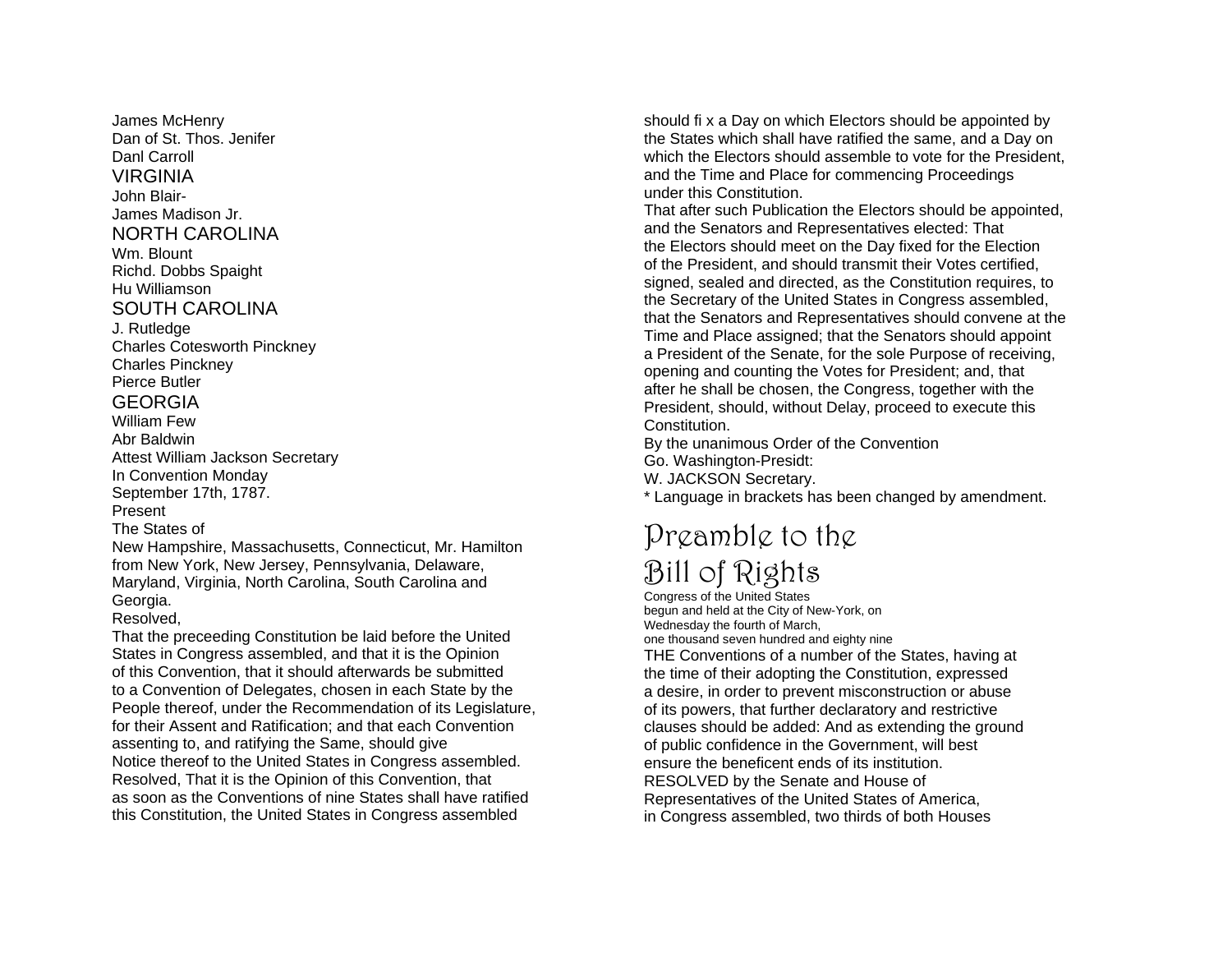James McHenry
Dan of St. Thos. Jenifer
Danl Carroll

VIRGINIA

John Blair-
James Madison Jr.

NORTH CAROLINA

Wm. Blount
Richd. Dobbs Spaight
Hu Williamson

SOUTH CAROLINA

J. Rutledge
Charles Cotesworth Pinckney
Charles Pinckney
Pierce Butler

GEORGIA

William Few
Abr Baldwin
Attest William Jackson Secretary
In Convention Monday
September 17th, 1787.
Present
The States of
New Hampshire, Massachusetts, Connecticut, Mr. Hamilton from New York, New Jersey, Pennsylvania, Delaware, Maryland, Virginia, North Carolina, South Carolina and Georgia.
Resolved,
That the preceeding Constitution be laid before the United States in Congress assembled, and that it is the Opinion of this Convention, that it should afterwards be submitted to a Convention of Delegates, chosen in each State by the People thereof, under the Recommendation of its Legislature, for their Assent and Ratification; and that each Convention assenting to, and ratifying the Same, should give Notice thereof to the United States in Congress assembled.
Resolved, That it is the Opinion of this Convention, that as soon as the Conventions of nine States shall have ratified this Constitution, the United States in Congress assembled should fi x a Day on which Electors should be appointed by the States which shall have ratified the same, and a Day on which the Electors should assemble to vote for the President, and the Time and Place for commencing Proceedings under this Constitution.
That after such Publication the Electors should be appointed, and the Senators and Representatives elected: That the Electors should meet on the Day fixed for the Election of the President, and should transmit their Votes certified, signed, sealed and directed, as the Constitution requires, to the Secretary of the United States in Congress assembled, that the Senators and Representatives should convene at the Time and Place assigned; that the Senators should appoint a President of the Senate, for the sole Purpose of receiving, opening and counting the Votes for President; and, that after he shall be chosen, the Congress, together with the President, should, without Delay, proceed to execute this Constitution.
By the unanimous Order of the Convention
Go. Washington-Presidt:
W. JACKSON Secretary.
* Language in brackets has been changed by amendment.

# Preamble to the Bill of Rights

Congress of the United States
begun and held at the City of New-York, on
Wednesday the fourth of March,
one thousand seven hundred and eighty nine

THE Conventions of a number of the States, having at the time of their adopting the Constitution, expressed a desire, in order to prevent misconstruction or abuse of its powers, that further declaratory and restrictive clauses should be added: And as extending the ground of public confidence in the Government, will best ensure the beneficent ends of its institution.
RESOLVED by the Senate and House of Representatives of the United States of America, in Congress assembled, two thirds of both Houses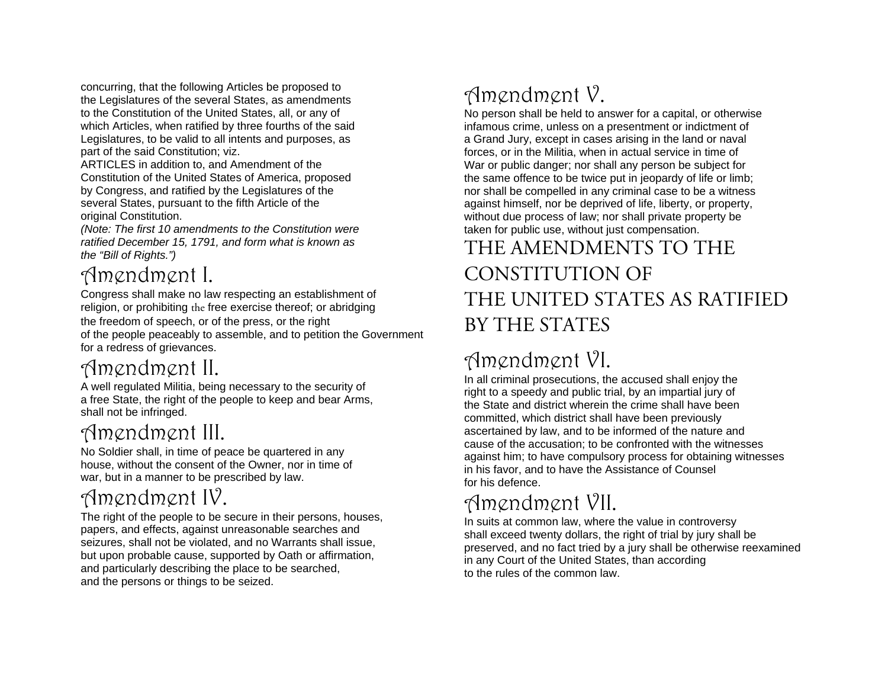concurring, that the following Articles be proposed to the Legislatures of the several States, as amendments to the Constitution of the United States, all, or any of which Articles, when ratified by three fourths of the said Legislatures, to be valid to all intents and purposes, as part of the said Constitution; viz.

ARTICLES in addition to, and Amendment of the Constitution of the United States of America, proposed by Congress, and ratified by the Legislatures of the several States, pursuant to the fifth Article of the original Constitution.

*(Note: The first 10 amendments to the Constitution were ratified December 15, 1791, and form what is known as the "Bill of Rights.")*

## Amendment I.

Congress shall make no law respecting an establishment of religion, or prohibiting the free exercise thereof; or abridging the freedom of speech, or of the press, or the right of the people peaceably to assemble, and to petition the Government for a redress of grievances.

## Amendment II.

A well regulated Militia, being necessary to the security of a free State, the right of the people to keep and bear Arms, shall not be infringed.

## Amendment III.

No Soldier shall, in time of peace be quartered in any house, without the consent of the Owner, nor in time of war, but in a manner to be prescribed by law.

## Amendment IV.

The right of the people to be secure in their persons, houses, papers, and effects, against unreasonable searches and seizures, shall not be violated, and no Warrants shall issue, but upon probable cause, supported by Oath or affirmation, and particularly describing the place to be searched, and the persons or things to be seized.

## Amendment V.

No person shall be held to answer for a capital, or otherwise infamous crime, unless on a presentment or indictment of a Grand Jury, except in cases arising in the land or naval forces, or in the Militia, when in actual service in time of War or public danger; nor shall any person be subject for the same offence to be twice put in jeopardy of life or limb; nor shall be compelled in any criminal case to be a witness against himself, nor be deprived of life, liberty, or property, without due process of law; nor shall private property be taken for public use, without just compensation.

# THE AMENDMENTS TO THE CONSTITUTION OF THE UNITED STATES AS RATIFIED BY THE STATES

## Amendment VI.

In all criminal prosecutions, the accused shall enjoy the right to a speedy and public trial, by an impartial jury of the State and district wherein the crime shall have been committed, which district shall have been previously ascertained by law, and to be informed of the nature and cause of the accusation; to be confronted with the witnesses against him; to have compulsory process for obtaining witnesses in his favor, and to have the Assistance of Counsel for his defence.

## Amendment VII.

In suits at common law, where the value in controversy shall exceed twenty dollars, the right of trial by jury shall be preserved, and no fact tried by a jury shall be otherwise reexamined in any Court of the United States, than according to the rules of the common law.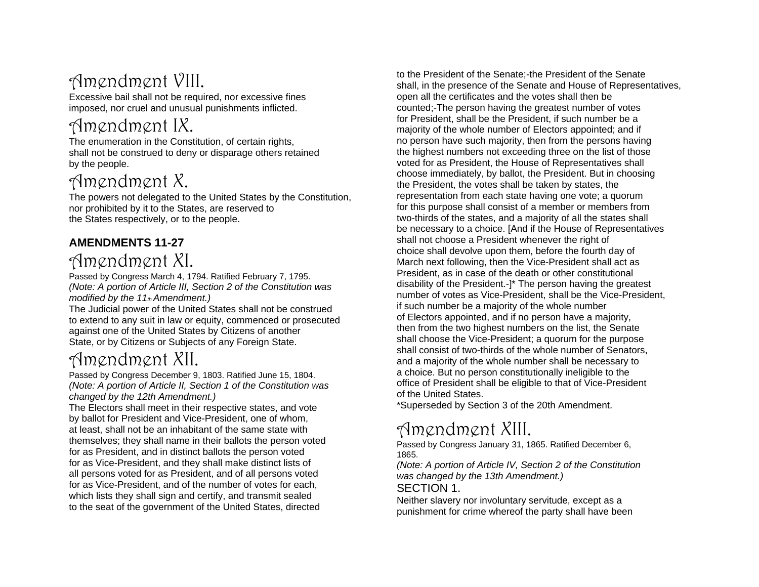## Amendment VIII.

Excessive bail shall not be required, nor excessive fines imposed, nor cruel and unusual punishments inflicted.

## Amendment IX.

The enumeration in the Constitution, of certain rights, shall not be construed to deny or disparage others retained by the people.

## Amendment X.

The powers not delegated to the United States by the Constitution, nor prohibited by it to the States, are reserved to the States respectively, or to the people.

**AMENDMENTS 11-27**

## Amendment XI.

Passed by Congress March 4, 1794. Ratified February 7, 1795.

*(Note: A portion of Article III, Section 2 of the Constitution was modified by the 11th Amendment.)*

The Judicial power of the United States shall not be construed to extend to any suit in law or equity, commenced or prosecuted against one of the United States by Citizens of another State, or by Citizens or Subjects of any Foreign State.

## Amendment XII.

Passed by Congress December 9, 1803. Ratified June 15, 1804.

*(Note: A portion of Article II, Section 1 of the Constitution was changed by the 12th Amendment.)*

The Electors shall meet in their respective states, and vote by ballot for President and Vice-President, one of whom, at least, shall not be an inhabitant of the same state with themselves; they shall name in their ballots the person voted for as President, and in distinct ballots the person voted for as Vice-President, and they shall make distinct lists of all persons voted for as President, and of all persons voted for as Vice-President, and of the number of votes for each, which lists they shall sign and certify, and transmit sealed to the seat of the government of the United States, directed to the President of the Senate;-the President of the Senate shall, in the presence of the Senate and House of Representatives, open all the certificates and the votes shall then be counted;-The person having the greatest number of votes for President, shall be the President, if such number be a majority of the whole number of Electors appointed; and if no person have such majority, then from the persons having the highest numbers not exceeding three on the list of those voted for as President, the House of Representatives shall choose immediately, by ballot, the President. But in choosing the President, the votes shall be taken by states, the representation from each state having one vote; a quorum for this purpose shall consist of a member or members from two-thirds of the states, and a majority of all the states shall be necessary to a choice. [And if the House of Representatives shall not choose a President whenever the right of choice shall devolve upon them, before the fourth day of March next following, then the Vice-President shall act as President, as in case of the death or other constitutional disability of the President.-]* The person having the greatest number of votes as Vice-President, shall be the Vice-President, if such number be a majority of the whole number of Electors appointed, and if no person have a majority, then from the two highest numbers on the list, the Senate shall choose the Vice-President; a quorum for the purpose shall consist of two-thirds of the whole number of Senators, and a majority of the whole number shall be necessary to a choice. But no person constitutionally ineligible to the office of President shall be eligible to that of Vice-President of the United States.

*Superseded by Section 3 of the 20th Amendment.

## Amendment XIII.

Passed by Congress January 31, 1865. Ratified December 6, 1865.

*(Note: A portion of Article IV, Section 2 of the Constitution was changed by the 13th Amendment.)*

SECTION 1.

Neither slavery nor involuntary servitude, except as a punishment for crime whereof the party shall have been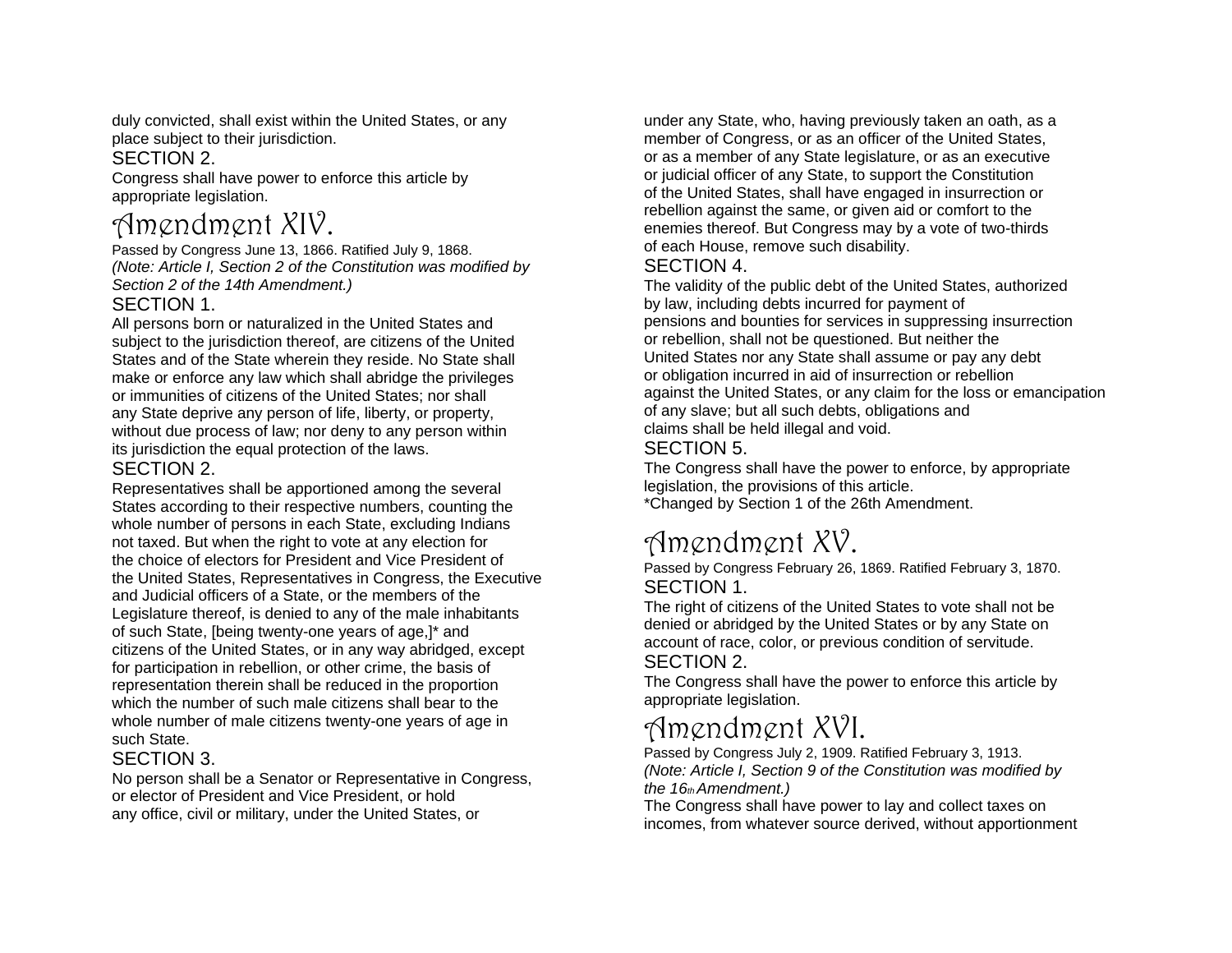duly convicted, shall exist within the United States, or any place subject to their jurisdiction.

SECTION 2.

Congress shall have power to enforce this article by appropriate legislation.

# Amendment XIV.

Passed by Congress June 13, 1866. Ratified July 9, 1868.

*(Note: Article I, Section 2 of the Constitution was modified by Section 2 of the 14th Amendment.)*

SECTION 1.

All persons born or naturalized in the United States and subject to the jurisdiction thereof, are citizens of the United States and of the State wherein they reside. No State shall make or enforce any law which shall abridge the privileges or immunities of citizens of the United States; nor shall any State deprive any person of life, liberty, or property, without due process of law; nor deny to any person within its jurisdiction the equal protection of the laws.

SECTION 2.

Representatives shall be apportioned among the several States according to their respective numbers, counting the whole number of persons in each State, excluding Indians not taxed. But when the right to vote at any election for the choice of electors for President and Vice President of the United States, Representatives in Congress, the Executive and Judicial officers of a State, or the members of the Legislature thereof, is denied to any of the male inhabitants of such State, [being twenty-one years of age,]* and citizens of the United States, or in any way abridged, except for participation in rebellion, or other crime, the basis of representation therein shall be reduced in the proportion which the number of such male citizens shall bear to the whole number of male citizens twenty-one years of age in such State.

SECTION 3.

No person shall be a Senator or Representative in Congress, or elector of President and Vice President, or hold any office, civil or military, under the United States, or under any State, who, having previously taken an oath, as a member of Congress, or as an officer of the United States, or as a member of any State legislature, or as an executive or judicial officer of any State, to support the Constitution of the United States, shall have engaged in insurrection or rebellion against the same, or given aid or comfort to the enemies thereof. But Congress may by a vote of two-thirds of each House, remove such disability.

SECTION 4.

The validity of the public debt of the United States, authorized by law, including debts incurred for payment of pensions and bounties for services in suppressing insurrection or rebellion, shall not be questioned. But neither the United States nor any State shall assume or pay any debt or obligation incurred in aid of insurrection or rebellion against the United States, or any claim for the loss or emancipation of any slave; but all such debts, obligations and claims shall be held illegal and void.

SECTION 5.

The Congress shall have the power to enforce, by appropriate legislation, the provisions of this article.

*Changed by Section 1 of the 26th Amendment.

# Amendment XV.

Passed by Congress February 26, 1869. Ratified February 3, 1870.

SECTION 1.

The right of citizens of the United States to vote shall not be denied or abridged by the United States or by any State on account of race, color, or previous condition of servitude.

SECTION 2.

The Congress shall have the power to enforce this article by appropriate legislation.

# Amendment XVI.

Passed by Congress July 2, 1909. Ratified February 3, 1913.

*(Note: Article I, Section 9 of the Constitution was modified by the 16th Amendment.)*

The Congress shall have power to lay and collect taxes on incomes, from whatever source derived, without apportionment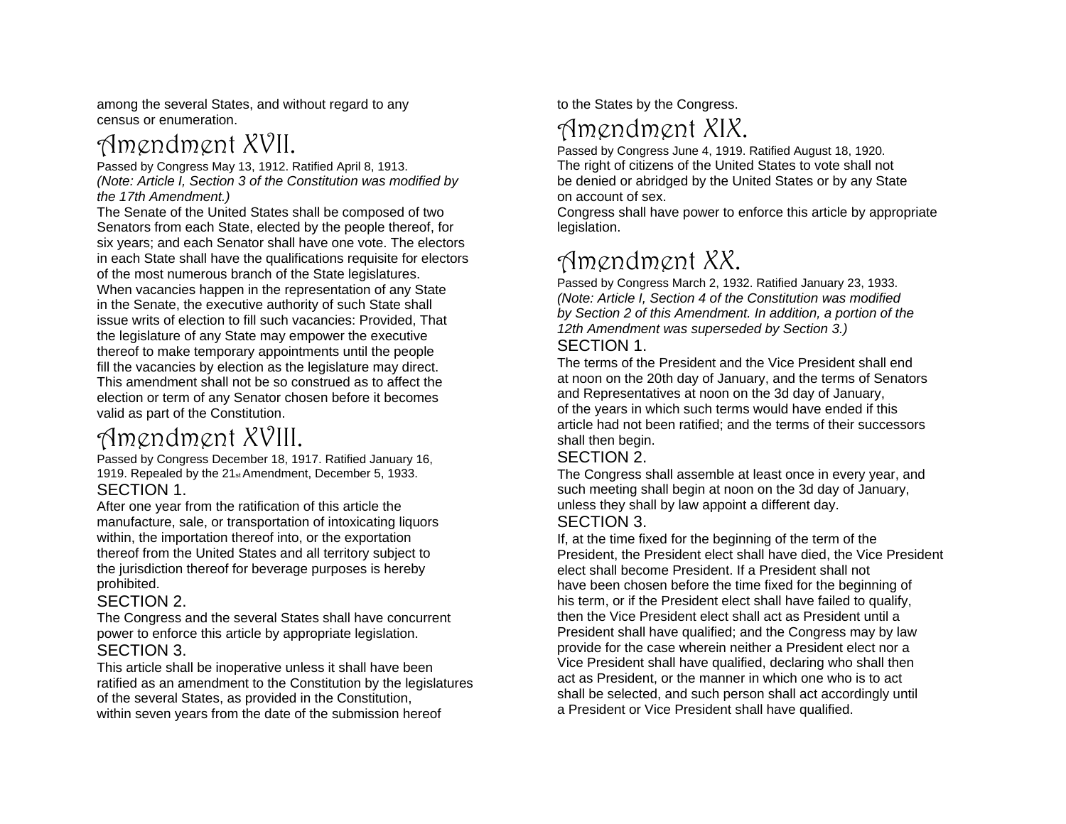among the several States, and without regard to any census or enumeration.

## Amendment XVII.

Passed by Congress May 13, 1912. Ratified April 8, 1913.
*(Note: Article I, Section 3 of the Constitution was modified by the 17th Amendment.)*

The Senate of the United States shall be composed of two Senators from each State, elected by the people thereof, for six years; and each Senator shall have one vote. The electors in each State shall have the qualifications requisite for electors of the most numerous branch of the State legislatures.

When vacancies happen in the representation of any State in the Senate, the executive authority of such State shall issue writs of election to fill such vacancies: Provided, That the legislature of any State may empower the executive thereof to make temporary appointments until the people fill the vacancies by election as the legislature may direct.

This amendment shall not be so construed as to affect the election or term of any Senator chosen before it becomes valid as part of the Constitution.

## Amendment XVIII.

Passed by Congress December 18, 1917. Ratified January 16, 1919. Repealed by the 21st Amendment, December 5, 1933.

SECTION 1.

After one year from the ratification of this article the manufacture, sale, or transportation of intoxicating liquors within, the importation thereof into, or the exportation thereof from the United States and all territory subject to the jurisdiction thereof for beverage purposes is hereby prohibited.

SECTION 2.

The Congress and the several States shall have concurrent power to enforce this article by appropriate legislation.

SECTION 3.

This article shall be inoperative unless it shall have been ratified as an amendment to the Constitution by the legislatures of the several States, as provided in the Constitution, within seven years from the date of the submission hereof to the States by the Congress.

## Amendment XIX.

Passed by Congress June 4, 1919. Ratified August 18, 1920.

The right of citizens of the United States to vote shall not be denied or abridged by the United States or by any State on account of sex.

Congress shall have power to enforce this article by appropriate legislation.

## Amendment XX.

Passed by Congress March 2, 1932. Ratified January 23, 1933.
*(Note: Article I, Section 4 of the Constitution was modified by Section 2 of this Amendment. In addition, a portion of the 12th Amendment was superseded by Section 3.)*

SECTION 1.

The terms of the President and the Vice President shall end at noon on the 20th day of January, and the terms of Senators and Representatives at noon on the 3d day of January, of the years in which such terms would have ended if this article had not been ratified; and the terms of their successors shall then begin.

SECTION 2.

The Congress shall assemble at least once in every year, and such meeting shall begin at noon on the 3d day of January, unless they shall by law appoint a different day.

SECTION 3.

If, at the time fixed for the beginning of the term of the President, the President elect shall have died, the Vice President elect shall become President. If a President shall not have been chosen before the time fixed for the beginning of his term, or if the President elect shall have failed to qualify, then the Vice President elect shall act as President until a President shall have qualified; and the Congress may by law provide for the case wherein neither a President elect nor a Vice President shall have qualified, declaring who shall then act as President, or the manner in which one who is to act shall be selected, and such person shall act accordingly until a President or Vice President shall have qualified.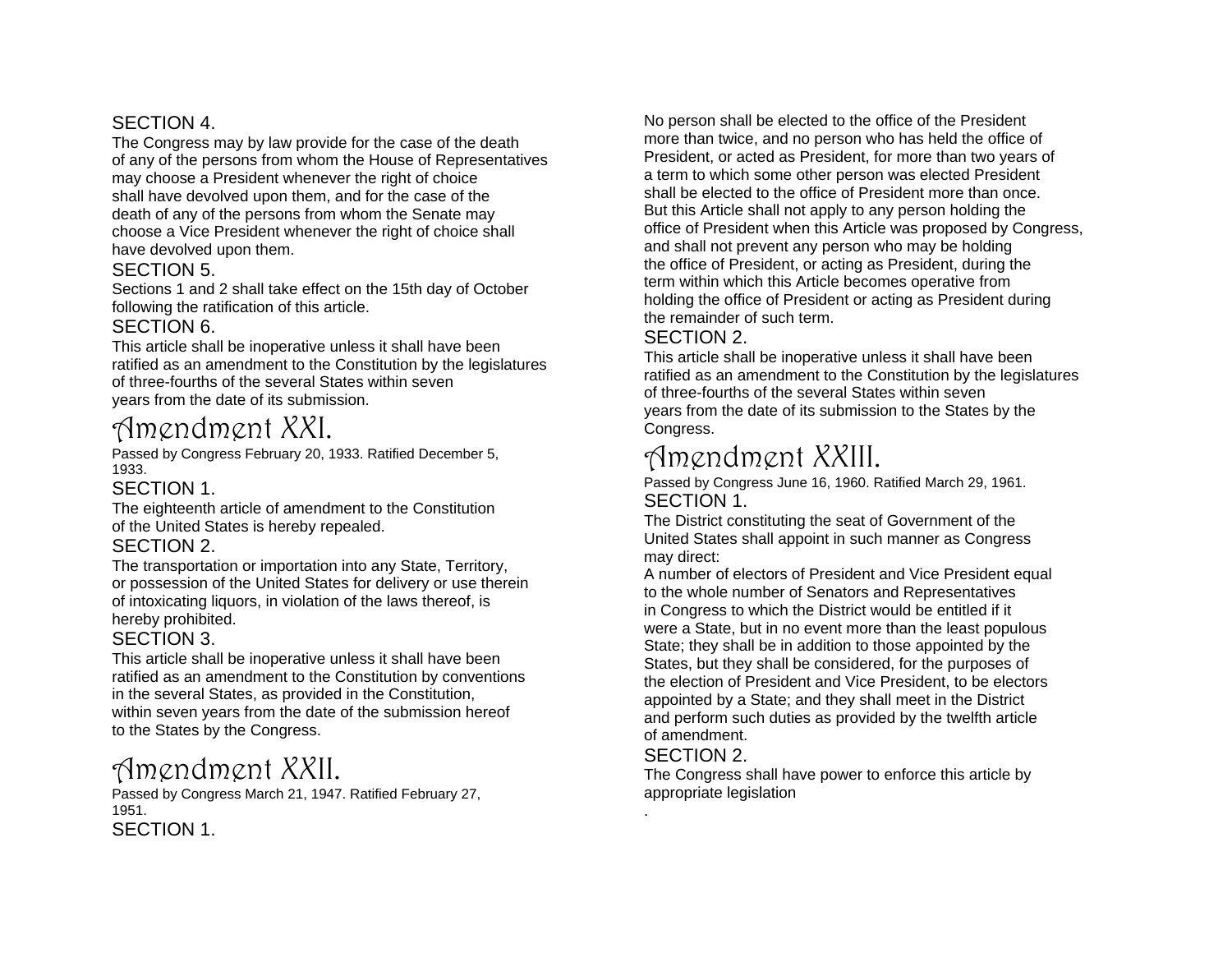SECTION 4.

The Congress may by law provide for the case of the death of any of the persons from whom the House of Representatives may choose a President whenever the right of choice shall have devolved upon them, and for the case of the death of any of the persons from whom the Senate may choose a Vice President whenever the right of choice shall have devolved upon them.

SECTION 5.

Sections 1 and 2 shall take effect on the 15th day of October following the ratification of this article.

SECTION 6.

This article shall be inoperative unless it shall have been ratified as an amendment to the Constitution by the legislatures of three-fourths of the several States within seven years from the date of its submission.

# Amendment XXI.

Passed by Congress February 20, 1933. Ratified December 5, 1933.

SECTION 1.

The eighteenth article of amendment to the Constitution of the United States is hereby repealed.

SECTION 2.

The transportation or importation into any State, Territory, or possession of the United States for delivery or use therein of intoxicating liquors, in violation of the laws thereof, is hereby prohibited.

SECTION 3.

This article shall be inoperative unless it shall have been ratified as an amendment to the Constitution by conventions in the several States, as provided in the Constitution, within seven years from the date of the submission hereof to the States by the Congress.

# Amendment XXII.

Passed by Congress March 21, 1947. Ratified February 27, 1951.

SECTION 1.

No person shall be elected to the office of the President more than twice, and no person who has held the office of President, or acted as President, for more than two years of a term to which some other person was elected President shall be elected to the office of President more than once. But this Article shall not apply to any person holding the office of President when this Article was proposed by Congress, and shall not prevent any person who may be holding the office of President, or acting as President, during the term within which this Article becomes operative from holding the office of President or acting as President during the remainder of such term.

SECTION 2.

This article shall be inoperative unless it shall have been ratified as an amendment to the Constitution by the legislatures of three-fourths of the several States within seven years from the date of its submission to the States by the Congress.

# Amendment XXIII.

Passed by Congress June 16, 1960. Ratified March 29, 1961.

SECTION 1.

The District constituting the seat of Government of the United States shall appoint in such manner as Congress may direct:

A number of electors of President and Vice President equal to the whole number of Senators and Representatives in Congress to which the District would be entitled if it were a State, but in no event more than the least populous State; they shall be in addition to those appointed by the States, but they shall be considered, for the purposes of the election of President and Vice President, to be electors appointed by a State; and they shall meet in the District and perform such duties as provided by the twelfth article of amendment.

SECTION 2.

The Congress shall have power to enforce this article by appropriate legislation

.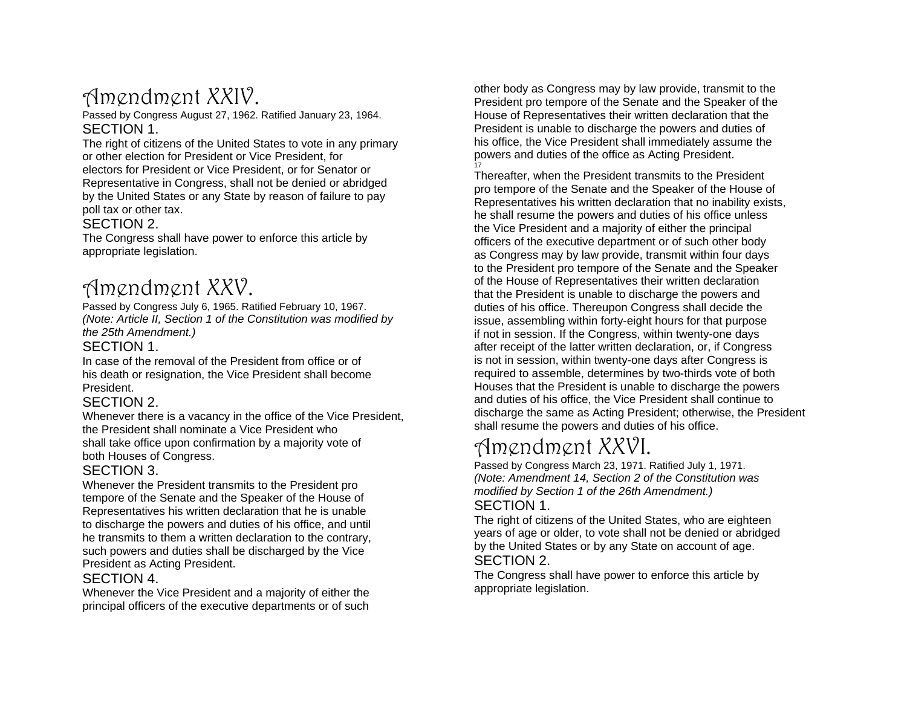# Amendment XXIV.

Passed by Congress August 27, 1962. Ratified January 23, 1964.

SECTION 1.

The right of citizens of the United States to vote in any primary or other election for President or Vice President, for electors for President or Vice President, or for Senator or Representative in Congress, shall not be denied or abridged by the United States or any State by reason of failure to pay poll tax or other tax.

SECTION 2.

The Congress shall have power to enforce this article by appropriate legislation.

# Amendment XXV.

Passed by Congress July 6, 1965. Ratified February 10, 1967.

*(Note: Article II, Section 1 of the Constitution was modified by the 25th Amendment.)*

SECTION 1.

In case of the removal of the President from office or of his death or resignation, the Vice President shall become President.

SECTION 2.

Whenever there is a vacancy in the office of the Vice President, the President shall nominate a Vice President who shall take office upon confirmation by a majority vote of both Houses of Congress.

SECTION 3.

Whenever the President transmits to the President pro tempore of the Senate and the Speaker of the House of Representatives his written declaration that he is unable to discharge the powers and duties of his office, and until he transmits to them a written declaration to the contrary, such powers and duties shall be discharged by the Vice President as Acting President.

SECTION 4.

Whenever the Vice President and a majority of either the principal officers of the executive departments or of such other body as Congress may by law provide, transmit to the President pro tempore of the Senate and the Speaker of the House of Representatives their written declaration that the President is unable to discharge the powers and duties of his office, the Vice President shall immediately assume the powers and duties of the office as Acting President.

Thereafter, when the President transmits to the President pro tempore of the Senate and the Speaker of the House of Representatives his written declaration that no inability exists, he shall resume the powers and duties of his office unless the Vice President and a majority of either the principal officers of the executive department or of such other body as Congress may by law provide, transmit within four days to the President pro tempore of the Senate and the Speaker of the House of Representatives their written declaration that the President is unable to discharge the powers and duties of his office. Thereupon Congress shall decide the issue, assembling within forty-eight hours for that purpose if not in session. If the Congress, within twenty-one days after receipt of the latter written declaration, or, if Congress is not in session, within twenty-one days after Congress is required to assemble, determines by two-thirds vote of both Houses that the President is unable to discharge the powers and duties of his office, the Vice President shall continue to discharge the same as Acting President; otherwise, the President shall resume the powers and duties of his office.

# Amendment XXVI.

Passed by Congress March 23, 1971. Ratified July 1, 1971.

*(Note: Amendment 14, Section 2 of the Constitution was modified by Section 1 of the 26th Amendment.)*

SECTION 1.

The right of citizens of the United States, who are eighteen years of age or older, to vote shall not be denied or abridged by the United States or by any State on account of age.

SECTION 2.

The Congress shall have power to enforce this article by appropriate legislation.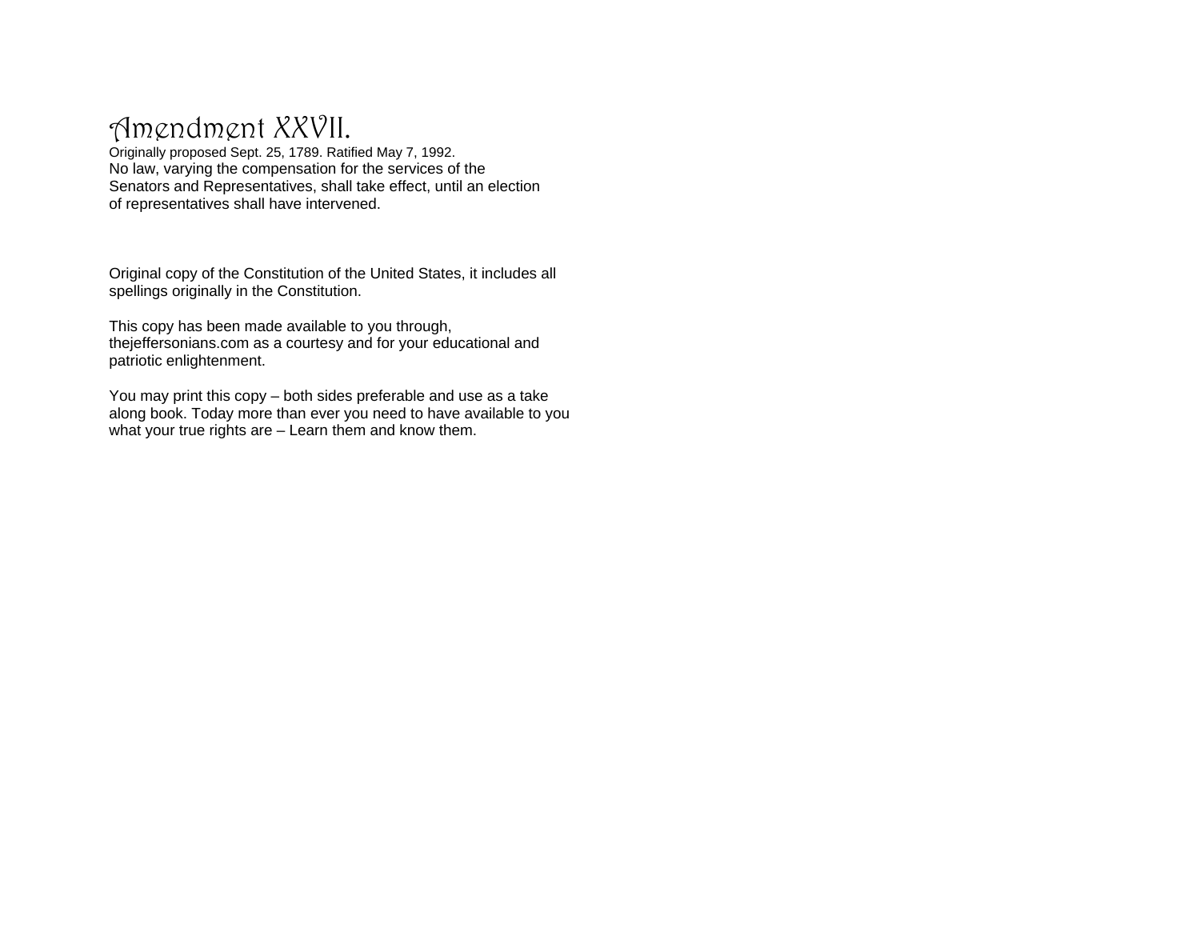## Amendment XXVII.

Originally proposed Sept. 25, 1789. Ratified May 7, 1992.

No law, varying the compensation for the services of the Senators and Representatives, shall take effect, until an election of representatives shall have intervened.

Original copy of the Constitution of the United States, it includes all spellings originally in the Constitution.

This copy has been made available to you through, thejeffersonians.com as a courtesy and for your educational and patriotic enlightenment.

You may print this copy – both sides preferable and use as a take along book. Today more than ever you need to have available to you what your true rights are – Learn them and know them.